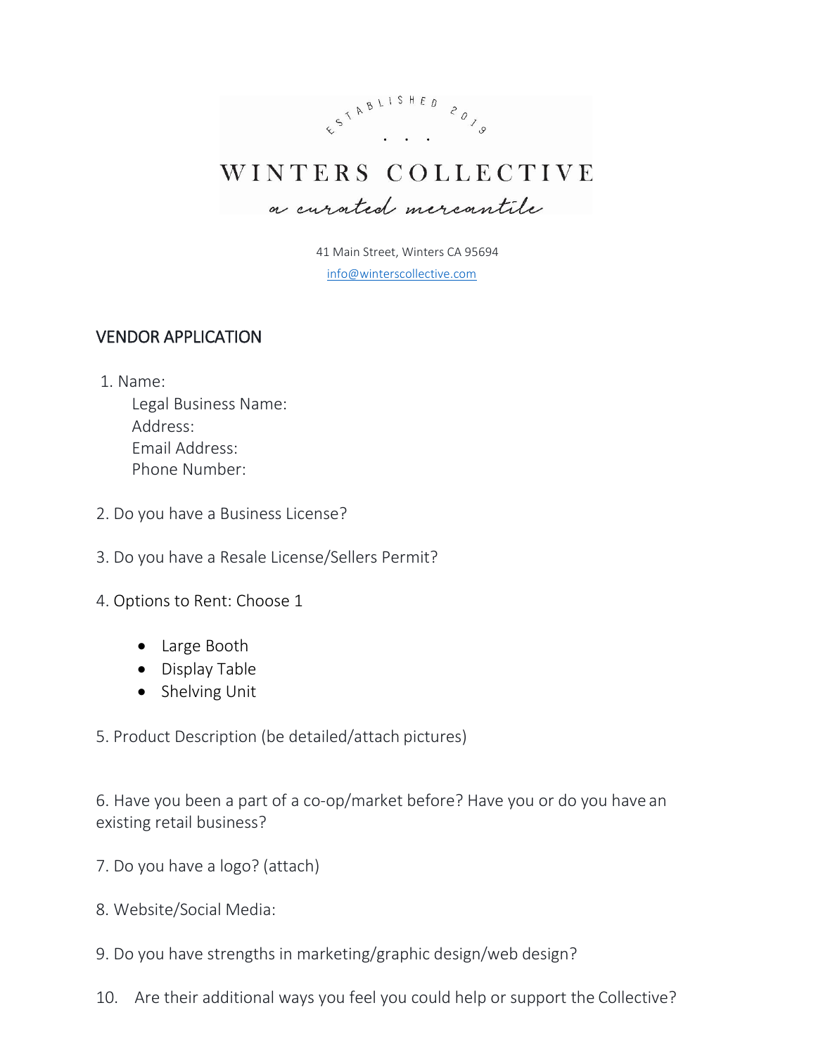ESTABLISHED 2019

# WINTERS COLLECTIVE

*a curated mercantile*

41 Main Street, Winters CA 95694

info@winterscollective.com

## VENDOR APPLICATION

1. Name:
   Legal Business Name:
   Address:
   Email Address:
   Phone Number:

2. Do you have a Business License?

3. Do you have a Resale License/Sellers Permit?

4. Options to Rent: Choose 1

   - Large Booth
   - Display Table
   - Shelving Unit

5. Product Description (be detailed/attach pictures)

6. Have you been a part of a co-op/market before? Have you or do you have an existing retail business?

7. Do you have a logo? (attach)

8. Website/Social Media:

9. Do you have strengths in marketing/graphic design/web design?

10. Are their additional ways you feel you could help or support the Collective?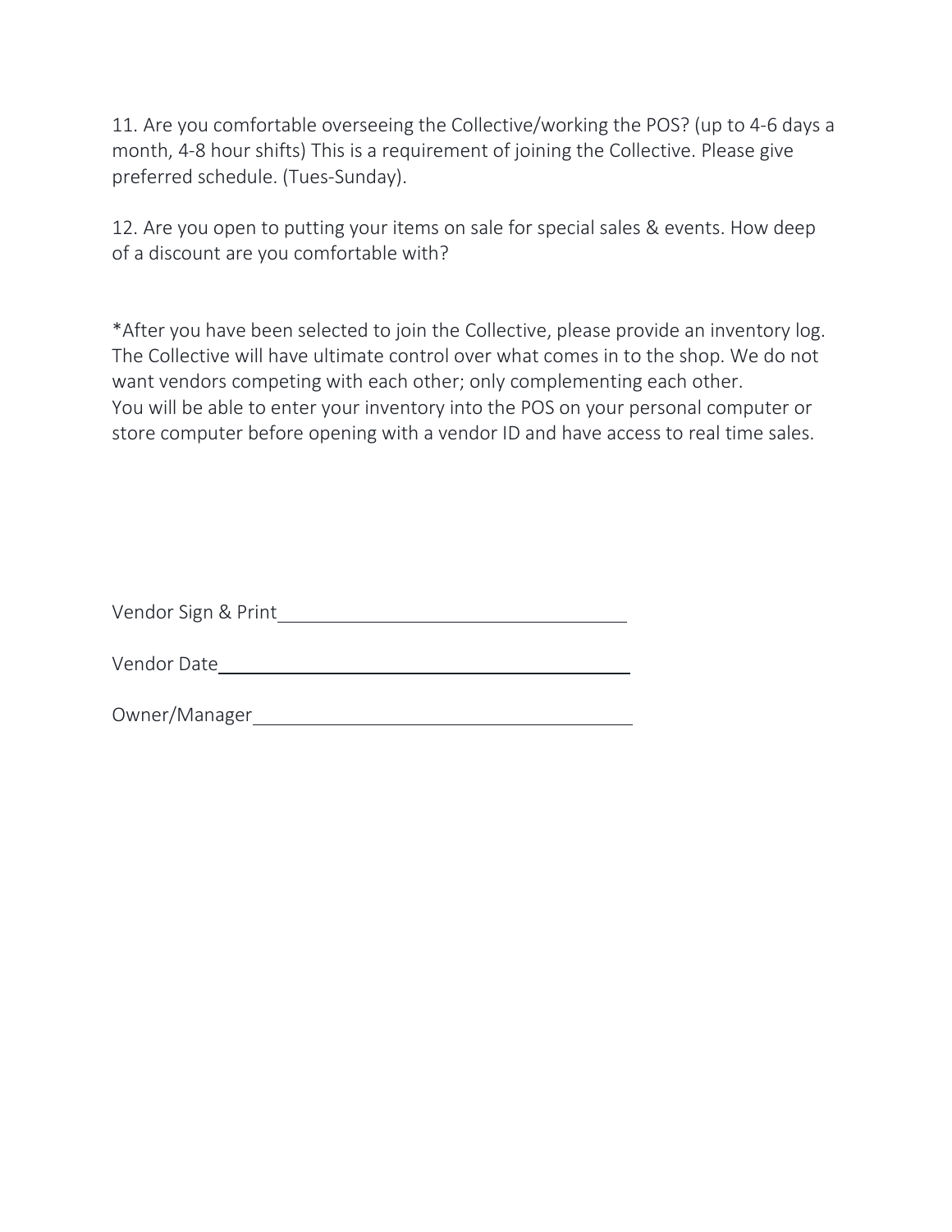11. Are you comfortable overseeing the Collective/working the POS? (up to 4-6 days a month, 4-8 hour shifts) This is a requirement of joining the Collective. Please give preferred schedule. (Tues-Sunday).

12. Are you open to putting your items on sale for special sales & events. How deep of a discount are you comfortable with?

*After you have been selected to join the Collective, please provide an inventory log. The Collective will have ultimate control over what comes in to the shop. We do not want vendors competing with each other; only complementing each other.
You will be able to enter your inventory into the POS on your personal computer or store computer before opening with a vendor ID and have access to real time sales.

Vendor Sign & Print ______________________________

Vendor Date ______________________________

Owner/Manager ______________________________